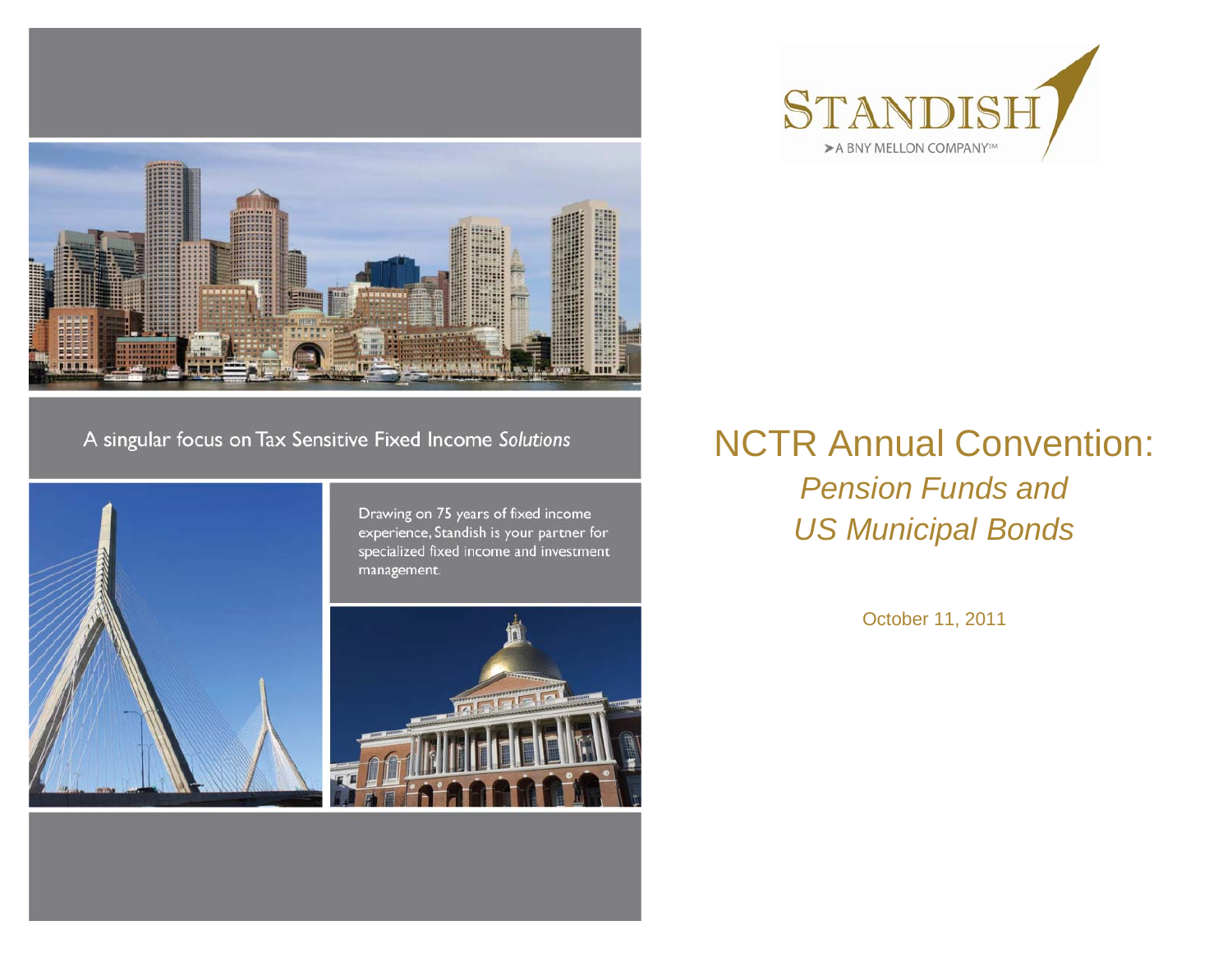STANDISH

➤A BNY MELLON COMPANY℠

A singular focus on Tax Sensitive Fixed Income *Solutions*

Drawing on 75 years of fixed income experience, Standish is your partner for specialized fixed income and investment management.

# NCTR Annual Convention:

## *Pension Funds and US Municipal Bonds*

October 11, 2011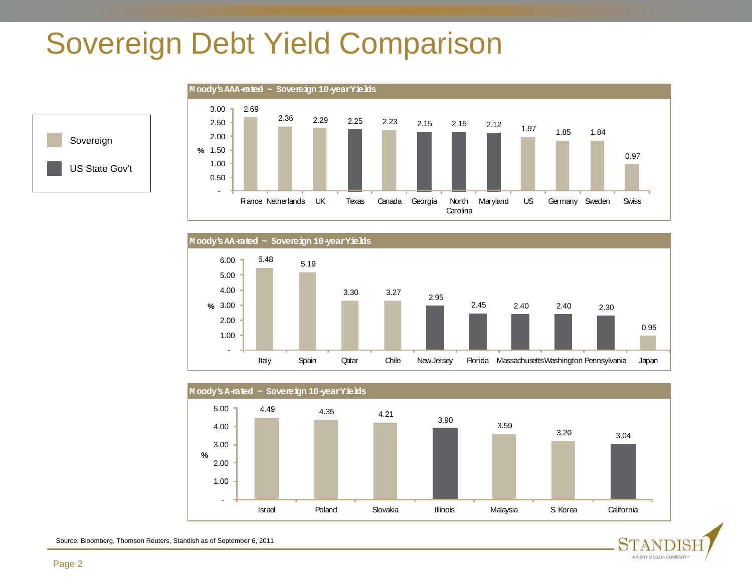# Sovereign Debt Yield Comparison

Legend: Sovereign | US State Gov't

**Moody's AAA-rated ~ Sovereign 10-year Yields**

| Issuer | Type | Yield (%) |
|---|---|---|
| France | Sovereign | 2.69 |
| Netherlands | Sovereign | 2.36 |
| UK | Sovereign | 2.29 |
| Texas | US State Gov't | 2.25 |
| Canada | Sovereign | 2.23 |
| Georgia | US State Gov't | 2.15 |
| North Carolina | US State Gov't | 2.15 |
| Maryland | US State Gov't | 2.12 |
| US | Sovereign | 1.97 |
| Germany | Sovereign | 1.85 |
| Sweden | Sovereign | 1.84 |
| Swiss | Sovereign | 0.97 |

**Moody's AA-rated ~ Sovereign 10-year Yields**

| Issuer | Type | Yield (%) |
|---|---|---|
| Italy | Sovereign | 5.48 |
| Spain | Sovereign | 5.19 |
| Qatar | Sovereign | 3.30 |
| Chile | Sovereign | 3.27 |
| New Jersey | US State Gov't | 2.95 |
| Florida | US State Gov't | 2.45 |
| Massachusetts | US State Gov't | 2.40 |
| Washington | US State Gov't | 2.40 |
| Pennsylvania | US State Gov't | 2.30 |
| Japan | Sovereign | 0.95 |

**Moody's A-rated ~ Sovereign 10-year Yields**

| Issuer | Type | Yield (%) |
|---|---|---|
| Israel | Sovereign | 4.49 |
| Poland | Sovereign | 4.35 |
| Slovakia | Sovereign | 4.21 |
| Illinois | US State Gov't | 3.90 |
| Malaysia | Sovereign | 3.59 |
| S. Korea | Sovereign | 3.20 |
| California | US State Gov't | 3.04 |

Source: Bloomberg, Thomson Reuters, Standish as of September 6, 2011

STANDISH
A BNY MELLON COMPANY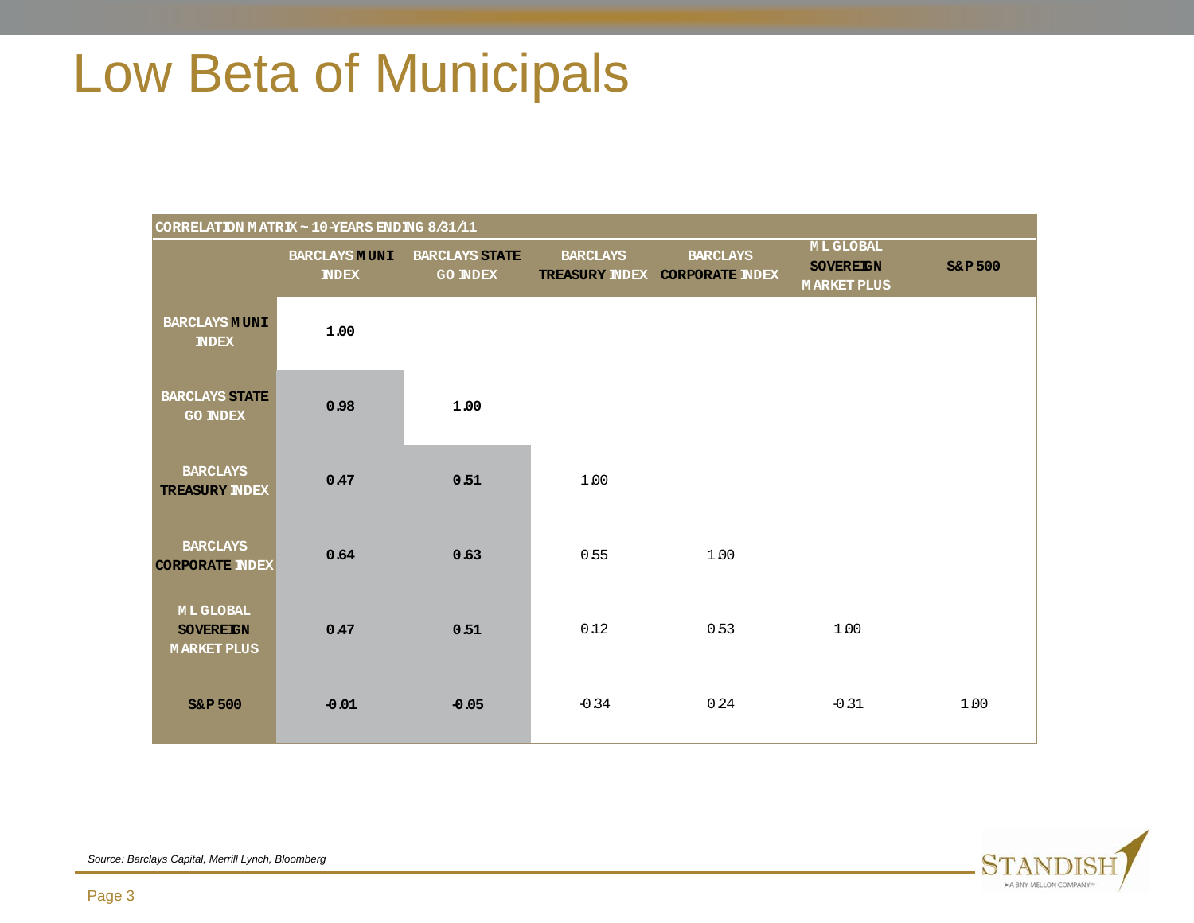# Low Beta of Municipals

| CORRELATION MATRIX ~ 10-YEARS ENDING 8/31/11 | | | | | | |
|---|---|---|---|---|---|---|
| | BARCLAYS MUNI INDEX | BARCLAYS STATE GO INDEX | BARCLAYS TREASURY INDEX | BARCLAYS CORPORATE INDEX | ML GLOBAL SOVEREIGN MARKET PLUS | S&P 500 |
| BARCLAYS MUNI INDEX | 1.00 | | | | | |
| BARCLAYS STATE GO INDEX | 0.98 | 1.00 | | | | |
| BARCLAYS TREASURY INDEX | 0.47 | 0.51 | 1.00 | | | |
| BARCLAYS CORPORATE INDEX | 0.64 | 0.63 | 0.55 | 1.00 | | |
| ML GLOBAL SOVEREIGN MARKET PLUS | 0.47 | 0.51 | 0.12 | 0.53 | 1.00 | |
| S&P 500 | -0.01 | -0.05 | -0.34 | 0.24 | -0.31 | 1.00 |

*Source: Barclays Capital, Merrill Lynch, Bloomberg*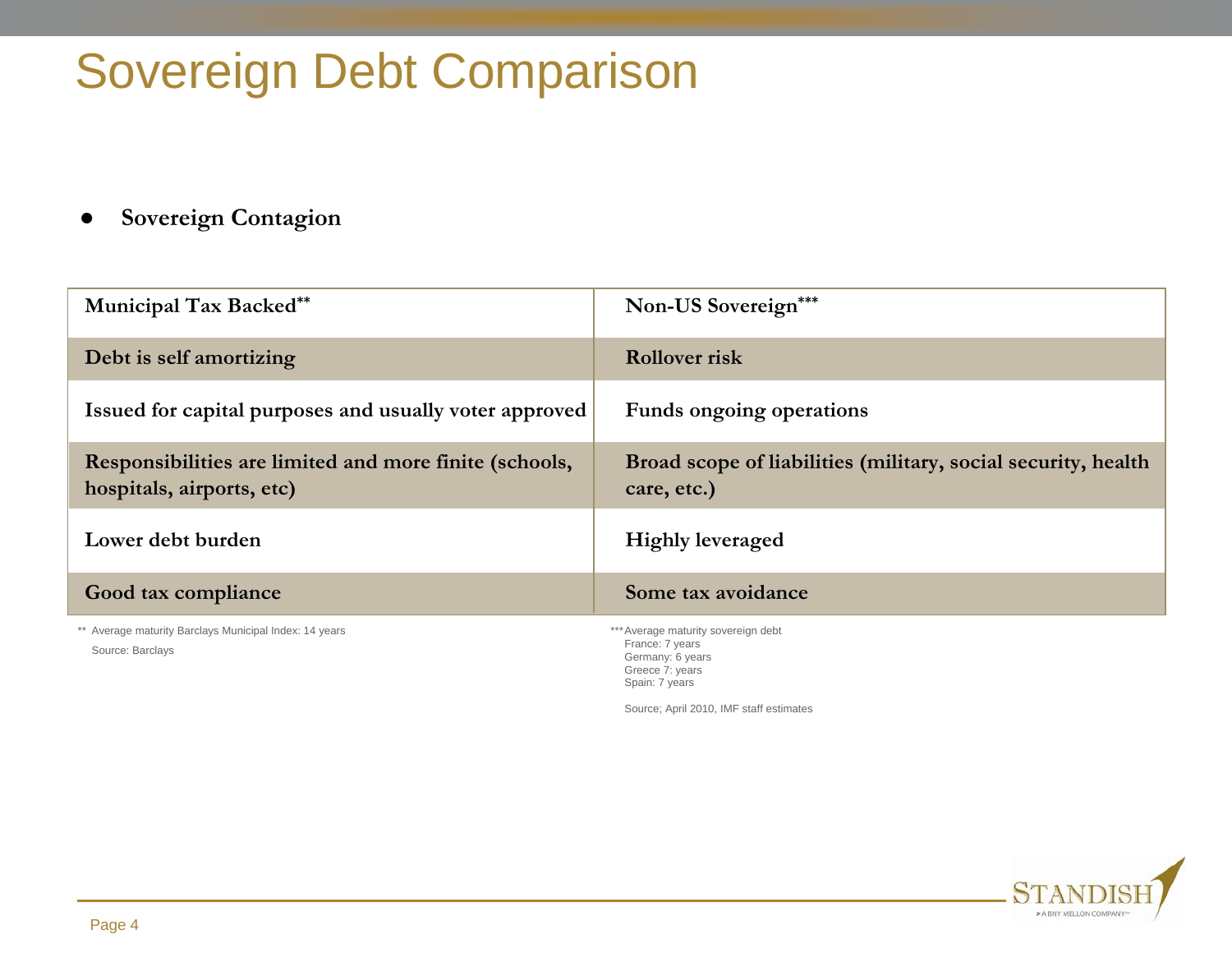# Sovereign Debt Comparison

- **Sovereign Contagion**

| Municipal Tax Backed** | Non-US Sovereign*** |
|---|---|
| Debt is self amortizing | Rollover risk |
| Issued for capital purposes and usually voter approved | Funds ongoing operations |
| Responsibilities are limited and more finite (schools, hospitals, airports, etc) | Broad scope of liabilities (military, social security, health care, etc.) |
| Lower debt burden | Highly leveraged |
| Good tax compliance | Some tax avoidance |

** Average maturity Barclays Municipal Index: 14 years
Source: Barclays

*** Average maturity sovereign debt
France: 7 years
Germany: 6 years
Greece 7: years
Spain: 7 years

Source; April 2010, IMF staff estimates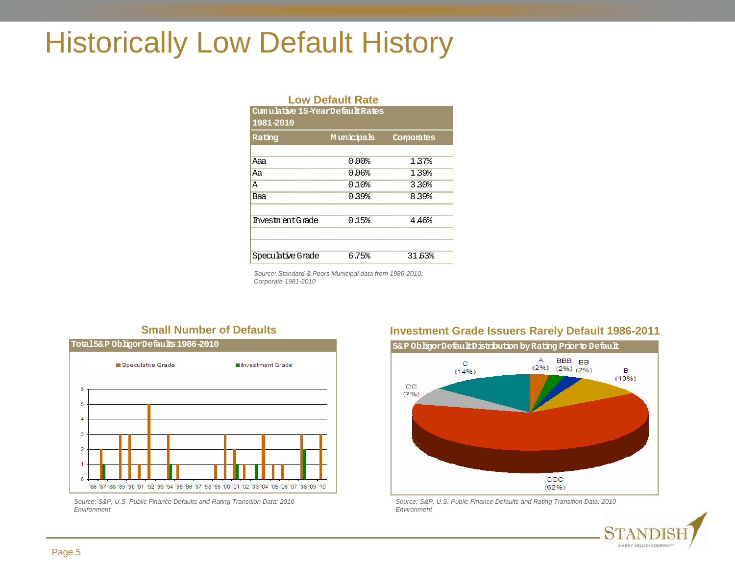# Historically Low Default History

## Low Default Rate

| Cumulative 15-Year Default Rates 1981-2010 | | |
|---|---|---|
| Rating | Municipals | Corporates |
| Aaa | 0.00% | 1.37% |
| Aa | 0.06% | 1.39% |
| A | 0.10% | 3.30% |
| Baa | 0.39% | 8.39% |
| Investment Grade | 0.15% | 4.46% |
| Speculative Grade | 6.75% | 31.63% |

*Source: Standard & Poors Municipal data from 1986-2010; Corporate 1981-2010*

## Small Number of Defaults

**Total S&P Obligor Defaults 1986-2010**

| Year | Speculative Grade | Investment Grade |
|---|---|---|
| '86 | 0 | 0 |
| '87 | 2 | 1 |
| '88 | 0 | 0 |
| '89 | 3 | 0 |
| '90 | 3 | 0 |
| '91 | 1 | 0 |
| '92 | 5 | 0 |
| '93 | 0 | 0 |
| '94 | 3 | 1 |
| '95 | 1 | 0 |
| '96 | 0 | 0 |
| '97 | 0 | 0 |
| '98 | 0 | 0 |
| '99 | 1 | 0 |
| '00 | 3 | 0 |
| '01 | 2 | 1 |
| '02 | 1 | 0 |
| '03 | 0 | 1 |
| '04 | 3 | 0 |
| '05 | 1 | 0 |
| '06 | 1 | 0 |
| '07 | 0 | 0 |
| '08 | 3 | 2 |
| '09 | 0 | 0 |
| '10 | 3 | 0 |

*Source: S&P, U.S. Public Finance Defaults and Rating Transition Data: 2010 Environment*

## Investment Grade Issuers Rarely Default 1986-2011

**S&P Obligor Default Distribution by Rating Prior to Default**

| Rating | Share |
|---|---|
| A | 2% |
| BBB | 2% |
| BB | 2% |
| B | 10% |
| CCC | 62% |
| CC | 7% |
| C | 14% |

*Source: S&P, U.S. Public Finance Defaults and Rating Transition Data: 2010 Environment*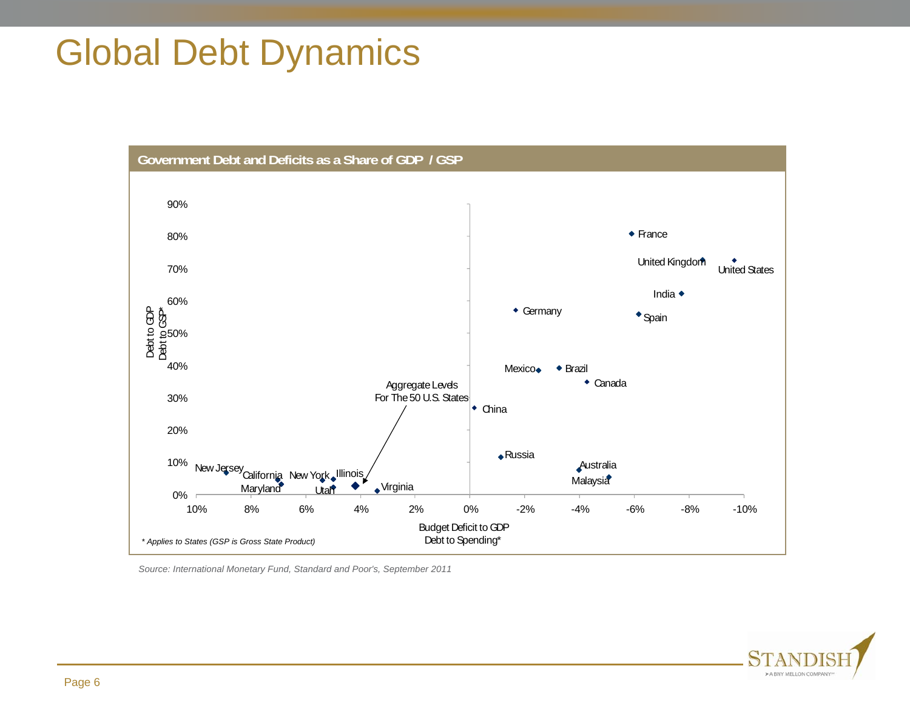# Global Debt Dynamics

**Government Debt and Deficits as a Share of GDP / GSP**

Debt to GDP
Debt to GSP*

90%
80%
70%
60%
50%
40%
30%
20%
10%
0%

France
United Kingdom
United States
India
Spain
Germany
Mexico
Brazil
Canada
Aggregate Levels For The 50 U.S. States
China
Russia
Australia
Malaysia
New Jersey
California
Maryland
New York
Illinois
Utah
Virginia

10% 8% 6% 4% 2% 0% -2% -4% -6% -8% -10%

Budget Deficit to GDP
Debt to Spending*

*\* Applies to States (GSP is Gross State Product)*

*Source: International Monetary Fund, Standard and Poor's, September 2011*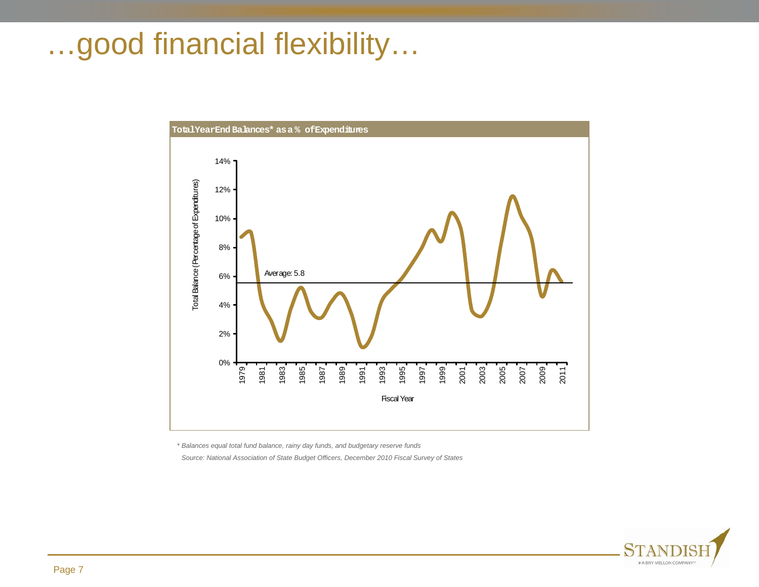# …good financial flexibility…

**Total Year End Balances* as a % of Expenditures**

Total Balance (Percentage of Expenditures)

14%
12%
10%
8%
6%
4%
2%
0%

Average: 5.8

1979 1981 1983 1985 1987 1989 1991 1993 1995 1997 1999 2001 2003 2005 2007 2009 2011

Fiscal Year

*\* Balances equal total fund balance, rainy day funds, and budgetary reserve funds*

*Source: National Association of State Budget Officers, December 2010 Fiscal Survey of States*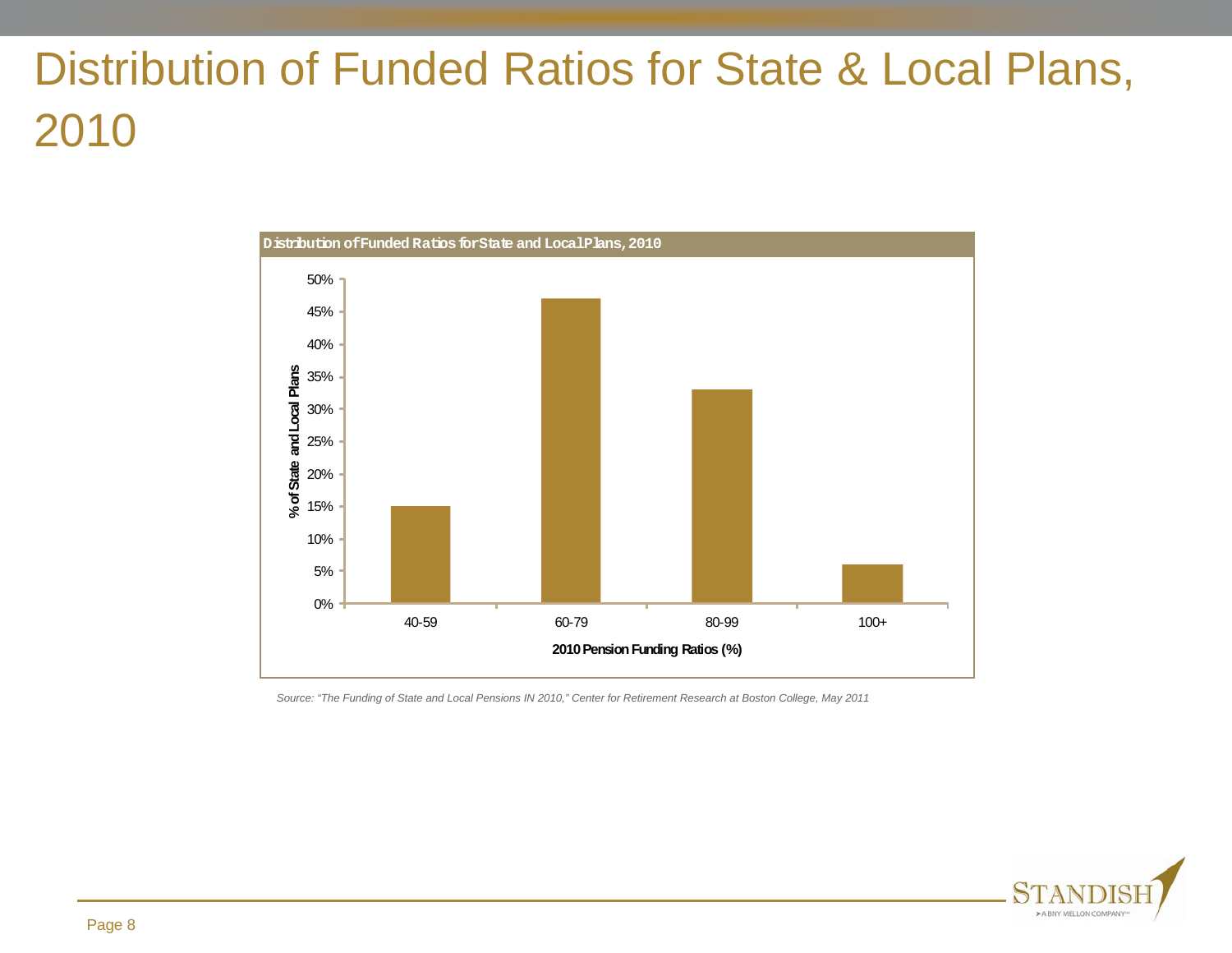# Distribution of Funded Ratios for State & Local Plans, 2010

**Distribution of Funded Ratios for State and Local Plans, 2010**

| 2010 Pension Funding Ratios (%) | % of State and Local Plans |
|---|---|
| 40-59 | 15% |
| 60-79 | 47% |
| 80-99 | 33% |
| 100+ | 6% |

*Source: "The Funding of State and Local Pensions IN 2010," Center for Retirement Research at Boston College, May 2011*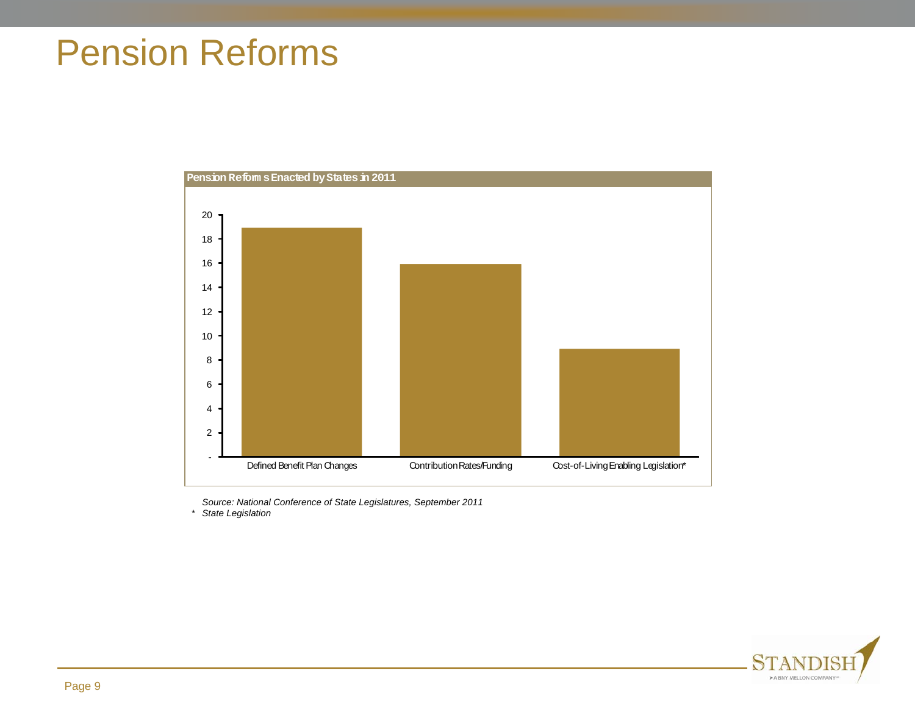# Pension Reforms

**Pension Reforms Enacted by States in 2011**

| Category | Number of States |
|---|---|
| Defined Benefit Plan Changes | 19 |
| Contribution Rates/Funding | 16 |
| Cost-of-Living Enabling Legislation* | 9 |

*Source: National Conference of State Legislatures, September 2011*

\* *State Legislation*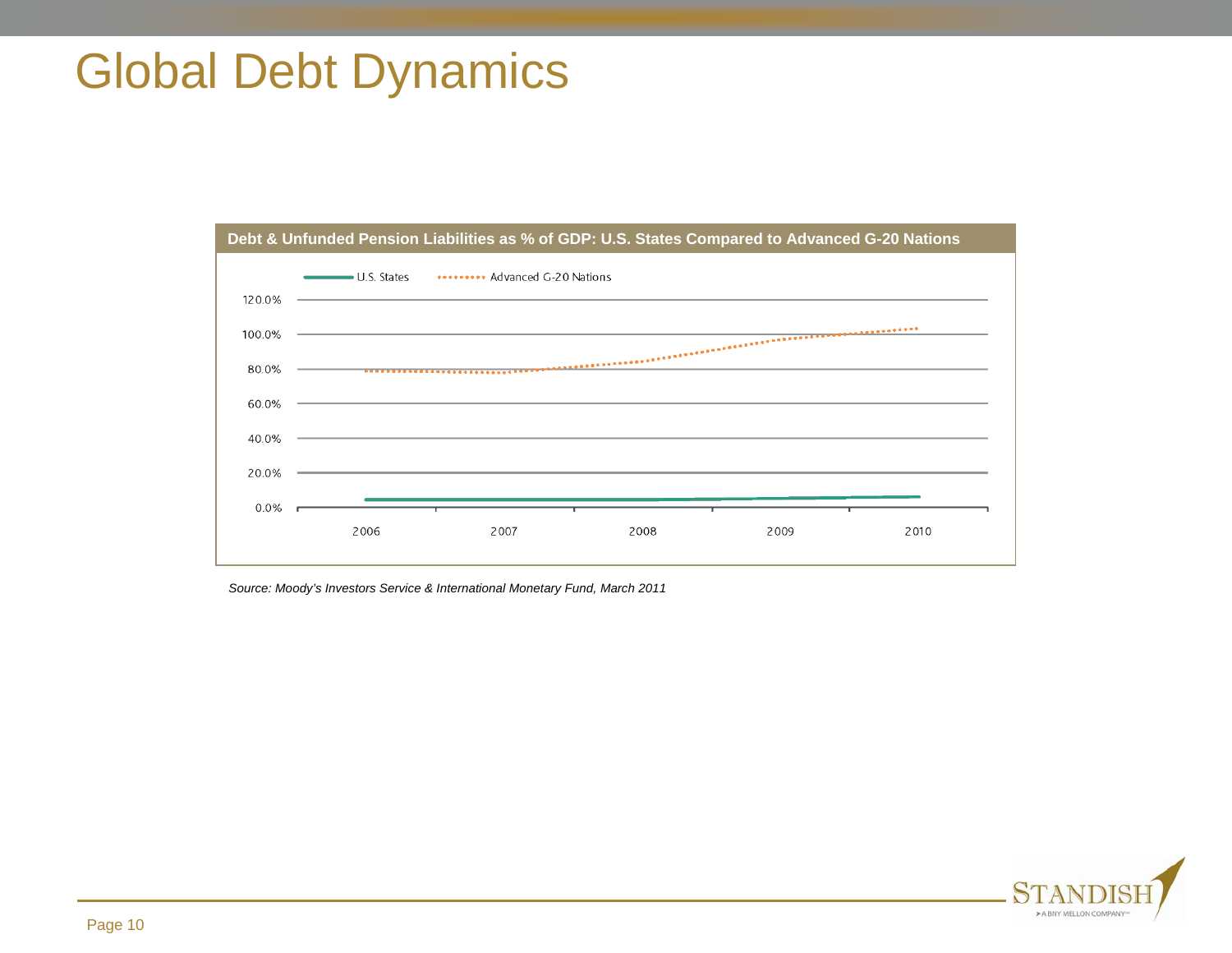# Global Debt Dynamics

**Debt & Unfunded Pension Liabilities as % of GDP: U.S. States Compared to Advanced G-20 Nations**

U.S. States ········ Advanced G-20 Nations

120.0%
100.0%
80.0%
60.0%
40.0%
20.0%
0.0%

2006 2007 2008 2009 2010

*Source: Moody's Investors Service & International Monetary Fund, March 2011*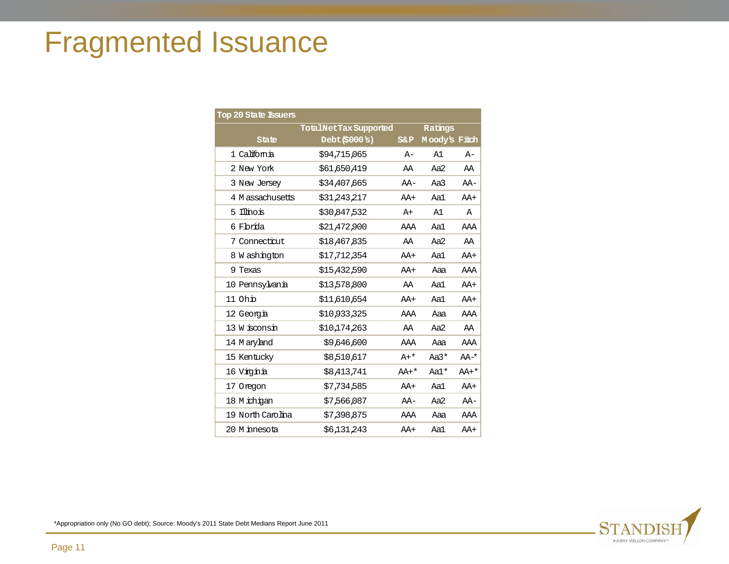# Fragmented Issuance

| Top 20 State Issuers | | | | |
|---|---|---|---|---|
| State | Total Net Tax Supported Debt ($000's) | Ratings | | |
| | | S&P | Moody's | Fitch |
| 1 California | $94,715,065 | A- | A1 | A- |
| 2 New York | $61,650,419 | AA | Aa2 | AA |
| 3 New Jersey | $34,407,665 | AA- | Aa3 | AA- |
| 4 Massachusetts | $31,243,217 | AA+ | Aa1 | AA+ |
| 5 Illinois | $30,847,532 | A+ | A1 | A |
| 6 Florida | $21,472,900 | AAA | Aa1 | AAA |
| 7 Connecticut | $18,467,835 | AA | Aa2 | AA |
| 8 Washington | $17,712,354 | AA+ | Aa1 | AA+ |
| 9 Texas | $15,432,590 | AA+ | Aaa | AAA |
| 10 Pennsylvania | $13,578,800 | AA | Aa1 | AA+ |
| 11 Ohio | $11,610,654 | AA+ | Aa1 | AA+ |
| 12 Georgia | $10,933,325 | AAA | Aaa | AAA |
| 13 Wisconsin | $10,174,263 | AA | Aa2 | AA |
| 14 Maryland | $9,646,600 | AAA | Aaa | AAA |
| 15 Kentucky | $8,510,617 | A+* | Aa3* | AA-* |
| 16 Virginia | $8,413,741 | AA+* | Aa1* | AA+* |
| 17 Oregon | $7,734,585 | AA+ | Aa1 | AA+ |
| 18 Michigan | $7,566,087 | AA- | Aa2 | AA- |
| 19 North Carolina | $7,398,875 | AAA | Aaa | AAA |
| 20 Minnesota | $6,131,243 | AA+ | Aa1 | AA+ |

*Appropriation only (No GO debt); Source: Moody's 2011 State Debt Medians Report June 2011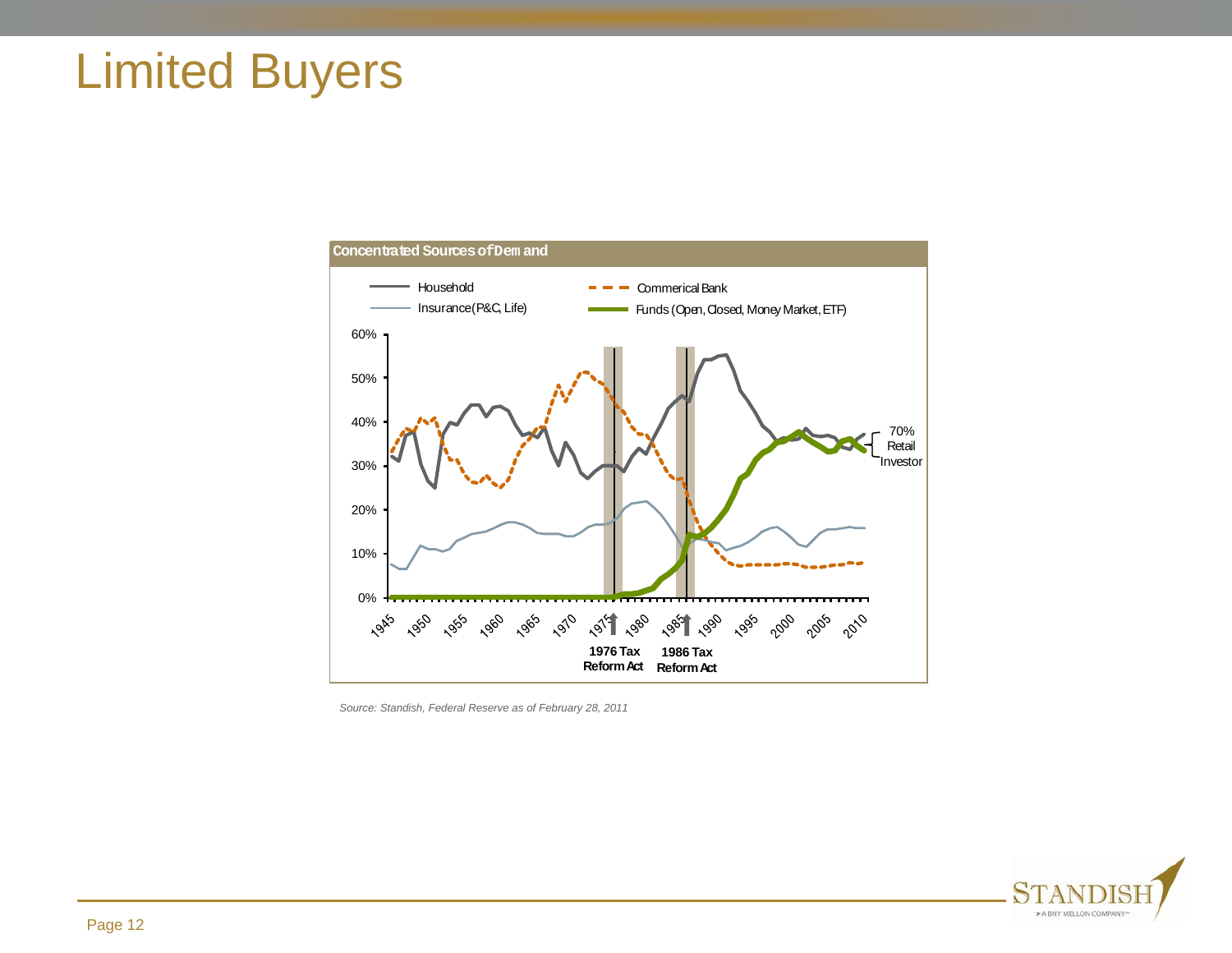# Limited Buyers

**Concentrated Sources of Demand**

Household | Commerical Bank | Insurance (P&C, Life) | Funds (Open, Closed, Money Market, ETF)

60% | 50% | 40% | 30% | 20% | 10% | 0%

1945 | 1950 | 1955 | 1960 | 1965 | 1970 | 1975 | 1980 | 1985 | 1990 | 1995 | 2000 | 2005 | 2010

70% Retail Investor

**1976 Tax Reform Act** | **1986 Tax Reform Act**

*Source: Standish, Federal Reserve as of February 28, 2011*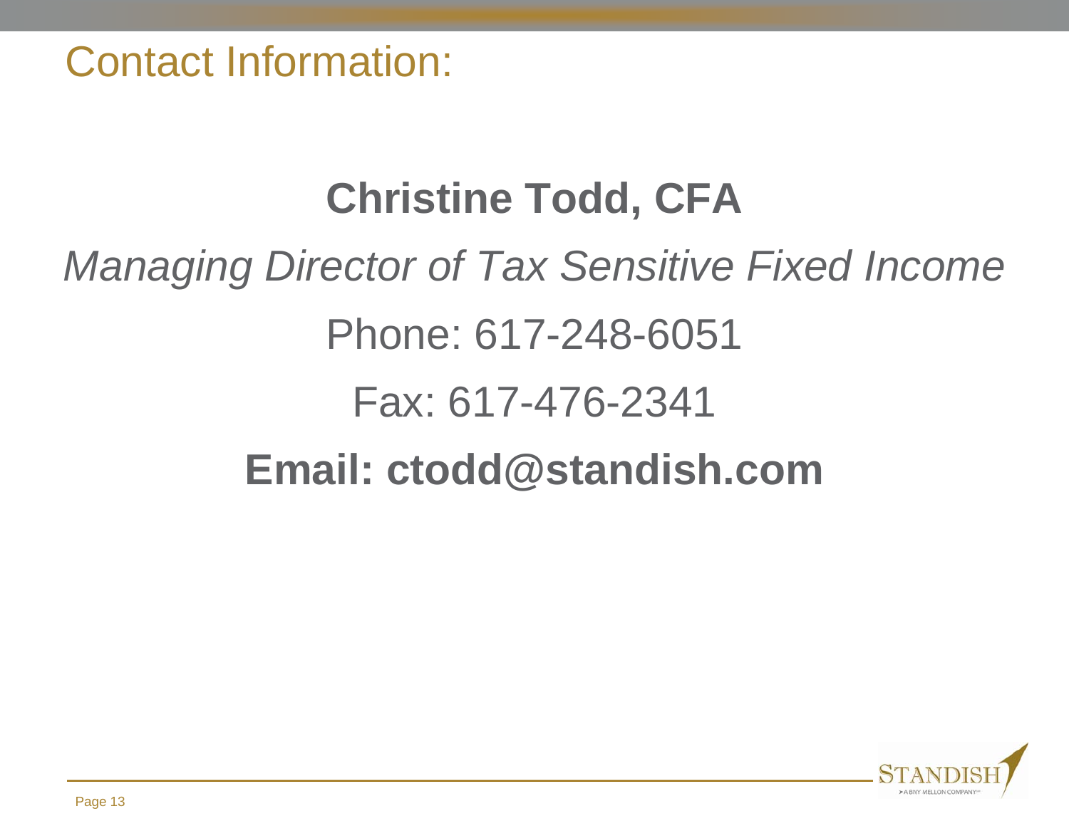# Contact Information:

**Christine Todd, CFA**

*Managing Director of Tax Sensitive Fixed Income*

Phone: 617-248-6051

Fax: 617-476-2341

**Email: ctodd@standish.com**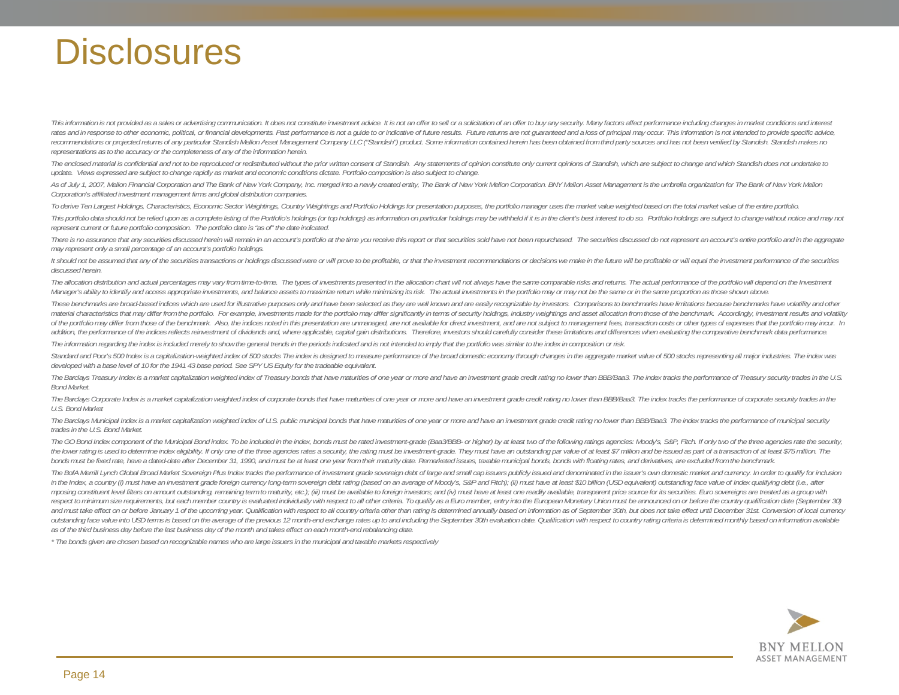# Disclosures

*This information is not provided as a sales or advertising communication. It does not constitute investment advice. It is not an offer to sell or a solicitation of an offer to buy any security. Many factors affect performance including changes in market conditions and interest rates and in response to other economic, political, or financial developments. Past performance is not a guide to or indicative of future results. Future returns are not guaranteed and a loss of principal may occur. This information is not intended to provide specific advice, recommendations or projected returns of any particular Standish Mellon Asset Management Company LLC ("Standish") product. Some information contained herein has been obtained from third party sources and has not been verified by Standish. Standish makes no representations as to the accuracy or the completeness of any of the information herein.*

*The enclosed material is confidential and not to be reproduced or redistributed without the prior written consent of Standish. Any statements of opinion constitute only current opinions of Standish, which are subject to change and which Standish does not undertake to update. Views expressed are subject to change rapidly as market and economic conditions dictate. Portfolio composition is also subject to change.*

*As of July 1, 2007, Mellon Financial Corporation and The Bank of New York Company, Inc. merged into a newly created entity, The Bank of New York Mellon Corporation. BNY Mellon Asset Management is the umbrella organization for The Bank of New York Mellon Corporation's affiliated investment management firms and global distribution companies.*

*To derive Ten Largest Holdings, Characteristics, Economic Sector Weightings, Country Weightings and Portfolio Holdings for presentation purposes, the portfolio manager uses the market value weighted based on the total market value of the entire portfolio.*

*This portfolio data should not be relied upon as a complete listing of the Portfolio's holdings (or top holdings) as information on particular holdings may be withheld if it is in the client's best interest to do so. Portfolio holdings are subject to change without notice and may not represent current or future portfolio composition. The portfolio date is "as of" the date indicated.*

*There is no assurance that any securities discussed herein will remain in an account's portfolio at the time you receive this report or that securities sold have not been repurchased. The securities discussed do not represent an account's entire portfolio and in the aggregate may represent only a small percentage of an account's portfolio holdings.*

*It should not be assumed that any of the securities transactions or holdings discussed were or will prove to be profitable, or that the investment recommendations or decisions we make in the future will be profitable or will equal the investment performance of the securities discussed herein.*

*The allocation distribution and actual percentages may vary from time-to-time. The types of investments presented in the allocation chart will not always have the same comparable risks and returns. The actual performance of the portfolio will depend on the Investment Manager's ability to identify and access appropriate investments, and balance assets to maximize return while minimizing its risk. The actual investments in the portfolio may or may not be the same or in the same proportion as those shown above.*

*These benchmarks are broad-based indices which are used for illustrative purposes only and have been selected as they are well known and are easily recognizable by investors. Comparisons to benchmarks have limitations because benchmarks have volatility and other material characteristics that may differ from the portfolio. For example, investments made for the portfolio may differ significantly in terms of security holdings, industry weightings and asset allocation from those of the benchmark. Accordingly, investment results and volatility of the portfolio may differ from those of the benchmark. Also, the indices noted in this presentation are unmanaged, are not available for direct investment, and are not subject to management fees, transaction costs or other types of expenses that the portfolio may incur. In addition, the performance of the indices reflects reinvestment of dividends and, where applicable, capital gain distributions. Therefore, investors should carefully consider these limitations and differences when evaluating the comparative benchmark data performance.*

*The information regarding the index is included merely to show the general trends in the periods indicated and is not intended to imply that the portfolio was similar to the index in composition or risk.*

*Standard and Poor's 500 Index is a capitalization-weighted index of 500 stocks The index is designed to measure performance of the broad domestic economy through changes in the aggregate market value of 500 stocks representing all major industries. The index was developed with a base level of 10 for the 1941 43 base period. See SPY US Equity for the tradeable equivalent.*

*The Barclays Treasury Index is a market capitalization weighted index of Treasury bonds that have maturities of one year or more and have an investment grade credit rating no lower than BBB/Baa3. The index tracks the performance of Treasury security trades in the U.S. Bond Market.*

*The Barclays Corporate Index is a market capitalization weighted index of corporate bonds that have maturities of one year or more and have an investment grade credit rating no lower than BBB/Baa3. The index tracks the performance of corporate security trades in the U.S. Bond Market*

*The Barclays Municipal Index is a market capitalization weighted index of U.S. public municipal bonds that have maturities of one year or more and have an investment grade credit rating no lower than BBB/Baa3. The index tracks the performance of municipal security trades in the U.S. Bond Market.*

*The GO Bond Index component of the Municipal Bond index. To be included in the index, bonds must be rated investment-grade (Baa3/BBB- or higher) by at least two of the following ratings agencies: Moody's, S&P, Fitch. If only two of the three agencies rate the security, the lower rating is used to determine index eligibility. If only one of the three agencies rates a security, the rating must be investment-grade. They must have an outstanding par value of at least $7 million and be issued as part of a transaction of at least $75 million. The bonds must be fixed rate, have a dated-date after December 31, 1990, and must be at least one year from their maturity date. Remarketed issues, taxable municipal bonds, bonds with floating rates, and derivatives, are excluded from the benchmark.*

*The BofA Merrill Lynch Global Broad Market Sovereign Plus Index tracks the performance of investment grade sovereign debt of large and small cap issuers publicly issued and denominated in the issuer's own domestic market and currency. In order to qualify for inclusion in the Index, a country (i) must have an investment grade foreign currency long-term sovereign debt rating (based on an average of Moody's, S&P and Fitch); (ii) must have at least $10 billion (USD equivalent) outstanding face value of Index qualifying debt (i.e., after mposing constituent level filters on amount outstanding, remaining term to maturity, etc.); (iii) must be available to foreign investors; and (iv) must have at least one readily available, transparent price source for its securities. Euro sovereigns are treated as a group with respect to minimum size requirements, but each member country is evaluated individually with respect to all other criteria. To qualify as a Euro member, entry into the European Monetary Union must be announced on or before the country qualification date (September 30) and must take effect on or before January 1 of the upcoming year. Qualification with respect to all country criteria other than rating is determined annually based on information as of September 30th, but does not take effect until December 31st. Conversion of local currency outstanding face value into USD terms is based on the average of the previous 12 month-end exchange rates up to and including the September 30th evaluation date. Qualification with respect to country rating criteria is determined monthly based on information available as of the third business day before the last business day of the month and takes effect on each month-end rebalancing date.*

*\* The bonds given are chosen based on recognizable names who are large issuers in the municipal and taxable markets respectively*

BNY MELLON
ASSET MANAGEMENT